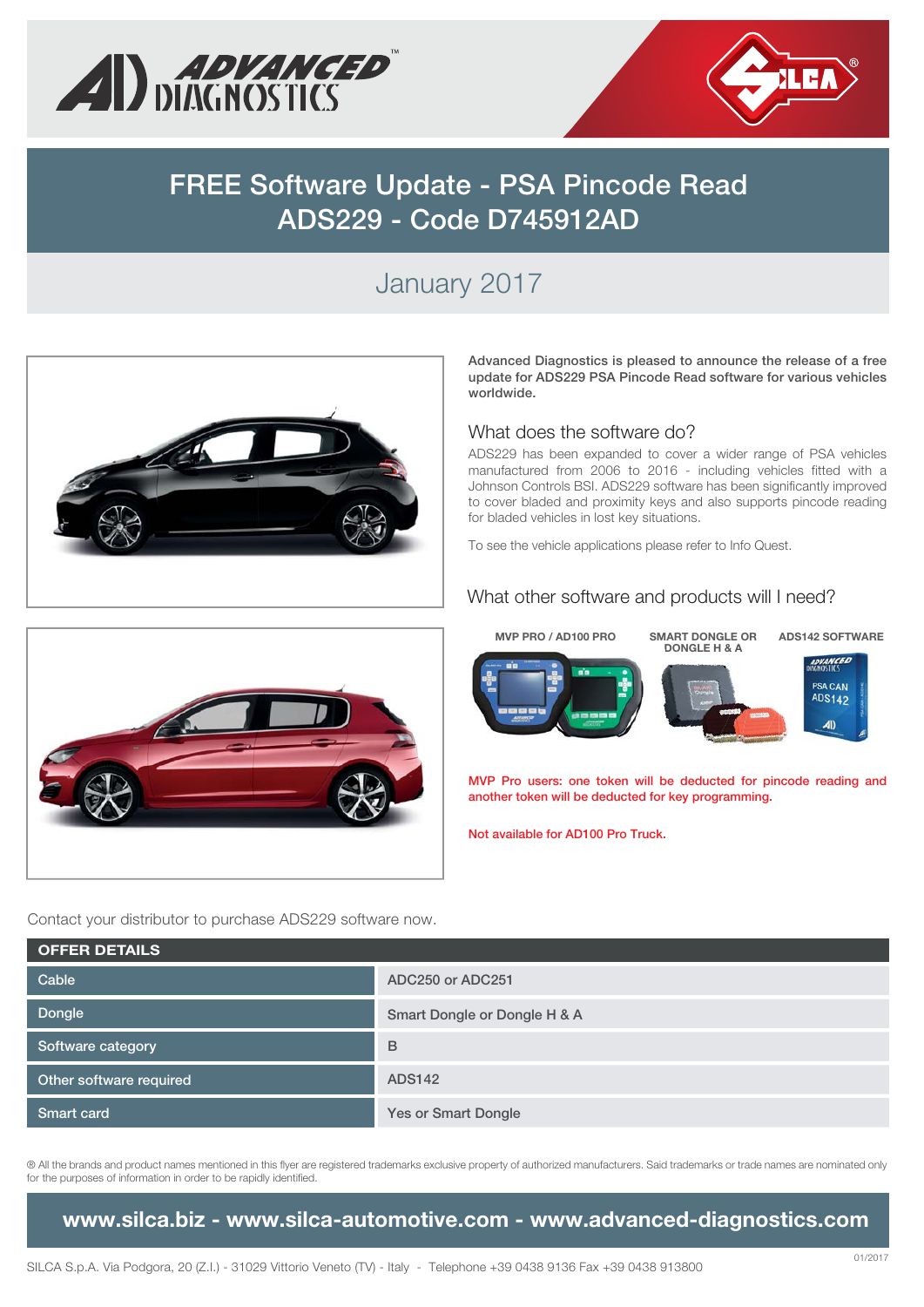# FREE Software Update - PSA Pincode Read ADS229 - Code D745912AD

## January 2017

**Advanced Diagnostics is pleased to announce the release of a free update for ADS229 PSA Pincode Read software for various vehicles worldwide.**

### What does the software do?

ADS229 has been expanded to cover a wider range of PSA vehicles manufactured from 2006 to 2016 - including vehicles fitted with a Johnson Controls BSI. ADS229 software has been significantly improved to cover bladed and proximity keys and also supports pincode reading for bladed vehicles in lost key situations.

To see the vehicle applications please refer to Info Quest.

### What other software and products will I need?

**MVP PRO / AD100 PRO** — **SMART DONGLE OR DONGLE H & A** — **ADS142 SOFTWARE**

**MVP Pro users: one token will be deducted for pincode reading and another token will be deducted for key programming.**

**Not available for AD100 Pro Truck.**

Contact your distributor to purchase ADS229 software now.

| OFFER DETAILS | |
|---|---|
| Cable | ADC250 or ADC251 |
| Dongle | Smart Dongle or Dongle H & A |
| Software category | B |
| Other software required | ADS142 |
| Smart card | Yes or Smart Dongle |

® All the brands and product names mentioned in this flyer are registered trademarks exclusive property of authorized manufacturers. Said trademarks or trade names are nominated only for the purposes of information in order to be rapidly identified.

**www.silca.biz - www.silca-automotive.com - www.advanced-diagnostics.com**

SILCA S.p.A. Via Podgora, 20 (Z.I.) - 31029 Vittorio Veneto (TV) - Italy - Telephone +39 0438 9136 Fax +39 0438 913800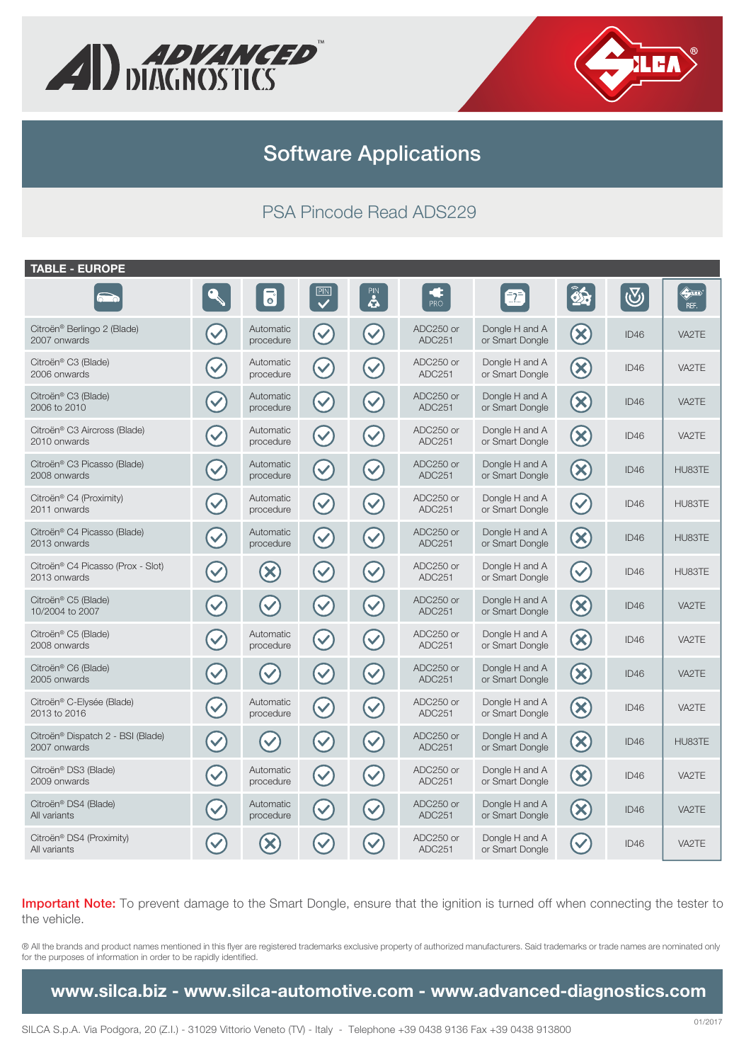# Software Applications

## PSA Pincode Read ADS229

**TABLE - EUROPE**

| Vehicle | Key | Key programming | PIN | PIN | PRO | Dongle | | | REF. |
|---|---|---|---|---|---|---|---|---|---|
| Citroën® Berlingo 2 (Blade) 2007 onwards | ✓ | Automatic procedure | ✓ | ✓ | ADC250 or ADC251 | Dongle H and A or Smart Dongle | ✗ | ID46 | VA2TE |
| Citroën® C3 (Blade) 2006 onwards | ✓ | Automatic procedure | ✓ | ✓ | ADC250 or ADC251 | Dongle H and A or Smart Dongle | ✗ | ID46 | VA2TE |
| Citroën® C3 (Blade) 2006 to 2010 | ✓ | Automatic procedure | ✓ | ✓ | ADC250 or ADC251 | Dongle H and A or Smart Dongle | ✗ | ID46 | VA2TE |
| Citroën® C3 Aircross (Blade) 2010 onwards | ✓ | Automatic procedure | ✓ | ✓ | ADC250 or ADC251 | Dongle H and A or Smart Dongle | ✗ | ID46 | VA2TE |
| Citroën® C3 Picasso (Blade) 2008 onwards | ✓ | Automatic procedure | ✓ | ✓ | ADC250 or ADC251 | Dongle H and A or Smart Dongle | ✗ | ID46 | HU83TE |
| Citroën® C4 (Proximity) 2011 onwards | ✓ | Automatic procedure | ✓ | ✓ | ADC250 or ADC251 | Dongle H and A or Smart Dongle | ✓ | ID46 | HU83TE |
| Citroën® C4 Picasso (Blade) 2013 onwards | ✓ | Automatic procedure | ✓ | ✓ | ADC250 or ADC251 | Dongle H and A or Smart Dongle | ✗ | ID46 | HU83TE |
| Citroën® C4 Picasso (Prox - Slot) 2013 onwards | ✓ | ✗ | ✓ | ✓ | ADC250 or ADC251 | Dongle H and A or Smart Dongle | ✓ | ID46 | HU83TE |
| Citroën® C5 (Blade) 10/2004 to 2007 | ✓ | ✓ | ✓ | ✓ | ADC250 or ADC251 | Dongle H and A or Smart Dongle | ✗ | ID46 | VA2TE |
| Citroën® C5 (Blade) 2008 onwards | ✓ | Automatic procedure | ✓ | ✓ | ADC250 or ADC251 | Dongle H and A or Smart Dongle | ✗ | ID46 | VA2TE |
| Citroën® C6 (Blade) 2005 onwards | ✓ | ✓ | ✓ | ✓ | ADC250 or ADC251 | Dongle H and A or Smart Dongle | ✗ | ID46 | VA2TE |
| Citroën® C-Elysée (Blade) 2013 to 2016 | ✓ | Automatic procedure | ✓ | ✓ | ADC250 or ADC251 | Dongle H and A or Smart Dongle | ✗ | ID46 | VA2TE |
| Citroën® Dispatch 2 - BSI (Blade) 2007 onwards | ✓ | ✓ | ✓ | ✓ | ADC250 or ADC251 | Dongle H and A or Smart Dongle | ✗ | ID46 | HU83TE |
| Citroën® DS3 (Blade) 2009 onwards | ✓ | Automatic procedure | ✓ | ✓ | ADC250 or ADC251 | Dongle H and A or Smart Dongle | ✗ | ID46 | VA2TE |
| Citroën® DS4 (Blade) All variants | ✓ | Automatic procedure | ✓ | ✓ | ADC250 or ADC251 | Dongle H and A or Smart Dongle | ✗ | ID46 | VA2TE |
| Citroën® DS4 (Proximity) All variants | ✓ | ✗ | ✓ | ✓ | ADC250 or ADC251 | Dongle H and A or Smart Dongle | ✓ | ID46 | VA2TE |

**Important Note:** To prevent damage to the Smart Dongle, ensure that the ignition is turned off when connecting the tester to the vehicle.

® All the brands and product names mentioned in this flyer are registered trademarks exclusive property of authorized manufacturers. Said trademarks or trade names are nominated only for the purposes of information in order to be rapidly identified.

**www.silca.biz - www.silca-automotive.com - www.advanced-diagnostics.com**

SILCA S.p.A. Via Podgora, 20 (Z.I.) - 31029 Vittorio Veneto (TV) - Italy - Telephone +39 0438 9136 Fax +39 0438 913800

01/2017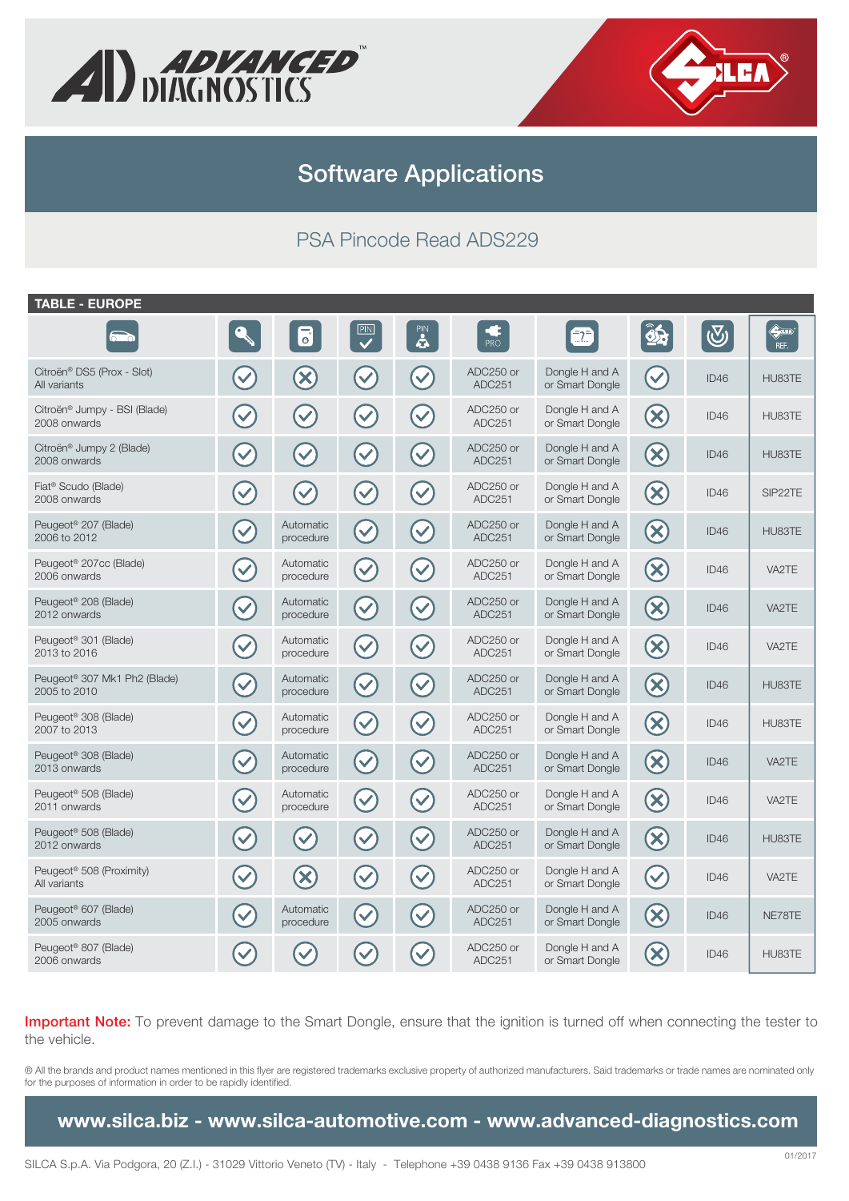# Software Applications

## PSA Pincode Read ADS229

**TABLE - EUROPE**

| Vehicle | Key | Remote | PIN | PIN | PRO | Dongle | Immobiliser | Transponder | REF. |
|---|---|---|---|---|---|---|---|---|---|
| Citroën® DS5 (Prox - Slot) All variants | ✓ | ✗ | ✓ | ✓ | ADC250 or ADC251 | Dongle H and A or Smart Dongle | ✓ | ID46 | HU83TE |
| Citroën® Jumpy - BSI (Blade) 2008 onwards | ✓ | ✓ | ✓ | ✓ | ADC250 or ADC251 | Dongle H and A or Smart Dongle | ✗ | ID46 | HU83TE |
| Citroën® Jumpy 2 (Blade) 2008 onwards | ✓ | ✓ | ✓ | ✓ | ADC250 or ADC251 | Dongle H and A or Smart Dongle | ✗ | ID46 | HU83TE |
| Fiat® Scudo (Blade) 2008 onwards | ✓ | ✓ | ✓ | ✓ | ADC250 or ADC251 | Dongle H and A or Smart Dongle | ✗ | ID46 | SIP22TE |
| Peugeot® 207 (Blade) 2006 to 2012 | ✓ | Automatic procedure | ✓ | ✓ | ADC250 or ADC251 | Dongle H and A or Smart Dongle | ✗ | ID46 | HU83TE |
| Peugeot® 207cc (Blade) 2006 onwards | ✓ | Automatic procedure | ✓ | ✓ | ADC250 or ADC251 | Dongle H and A or Smart Dongle | ✗ | ID46 | VA2TE |
| Peugeot® 208 (Blade) 2012 onwards | ✓ | Automatic procedure | ✓ | ✓ | ADC250 or ADC251 | Dongle H and A or Smart Dongle | ✗ | ID46 | VA2TE |
| Peugeot® 301 (Blade) 2013 to 2016 | ✓ | Automatic procedure | ✓ | ✓ | ADC250 or ADC251 | Dongle H and A or Smart Dongle | ✗ | ID46 | VA2TE |
| Peugeot® 307 Mk1 Ph2 (Blade) 2005 to 2010 | ✓ | Automatic procedure | ✓ | ✓ | ADC250 or ADC251 | Dongle H and A or Smart Dongle | ✗ | ID46 | HU83TE |
| Peugeot® 308 (Blade) 2007 to 2013 | ✓ | Automatic procedure | ✓ | ✓ | ADC250 or ADC251 | Dongle H and A or Smart Dongle | ✗ | ID46 | HU83TE |
| Peugeot® 308 (Blade) 2013 onwards | ✓ | Automatic procedure | ✓ | ✓ | ADC250 or ADC251 | Dongle H and A or Smart Dongle | ✗ | ID46 | VA2TE |
| Peugeot® 508 (Blade) 2011 onwards | ✓ | Automatic procedure | ✓ | ✓ | ADC250 or ADC251 | Dongle H and A or Smart Dongle | ✗ | ID46 | VA2TE |
| Peugeot® 508 (Blade) 2012 onwards | ✓ | ✓ | ✓ | ✓ | ADC250 or ADC251 | Dongle H and A or Smart Dongle | ✗ | ID46 | HU83TE |
| Peugeot® 508 (Proximity) All variants | ✓ | ✗ | ✓ | ✓ | ADC250 or ADC251 | Dongle H and A or Smart Dongle | ✓ | ID46 | VA2TE |
| Peugeot® 607 (Blade) 2005 onwards | ✓ | Automatic procedure | ✓ | ✓ | ADC250 or ADC251 | Dongle H and A or Smart Dongle | ✗ | ID46 | NE78TE |
| Peugeot® 807 (Blade) 2006 onwards | ✓ | ✓ | ✓ | ✓ | ADC250 or ADC251 | Dongle H and A or Smart Dongle | ✗ | ID46 | HU83TE |

**Important Note:** To prevent damage to the Smart Dongle, ensure that the ignition is turned off when connecting the tester to the vehicle.

® All the brands and product names mentioned in this flyer are registered trademarks exclusive property of authorized manufacturers. Said trademarks or trade names are nominated only for the purposes of information in order to be rapidly identified.

**www.silca.biz - www.silca-automotive.com - www.advanced-diagnostics.com**

SILCA S.p.A. Via Podgora, 20 (Z.I.) - 31029 Vittorio Veneto (TV) - Italy - Telephone +39 0438 9136 Fax +39 0438 913800

01/2017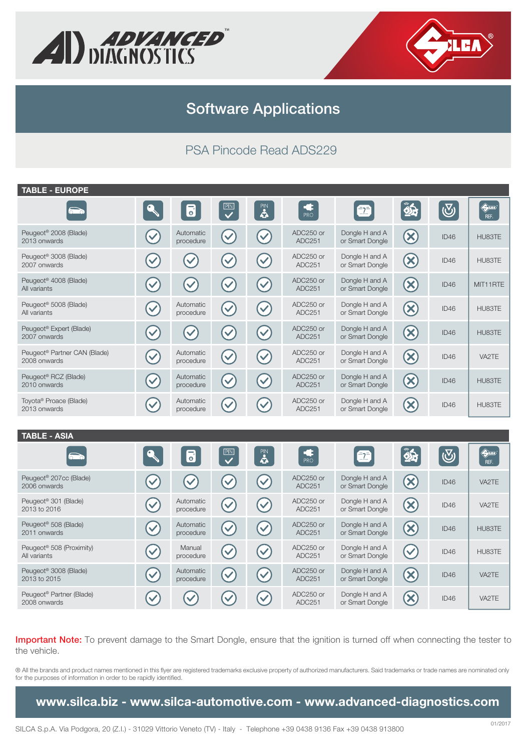# Software Applications

## PSA Pincode Read ADS229

**TABLE - EUROPE**

| Vehicle | Key | Remote | PIN | PIN | PRO | Dongle | Proximity | Transponder | REF. |
|---|---|---|---|---|---|---|---|---|---|
| Peugeot® 2008 (Blade) 2013 onwards | ✓ | Automatic procedure | ✓ | ✓ | ADC250 or ADC251 | Dongle H and A or Smart Dongle | ✗ | ID46 | HU83TE |
| Peugeot® 3008 (Blade) 2007 onwards | ✓ | ✓ | ✓ | ✓ | ADC250 or ADC251 | Dongle H and A or Smart Dongle | ✗ | ID46 | HU83TE |
| Peugeot® 4008 (Blade) All variants | ✓ | ✓ | ✓ | ✓ | ADC250 or ADC251 | Dongle H and A or Smart Dongle | ✗ | ID46 | MIT11RTE |
| Peugeot® 5008 (Blade) All variants | ✓ | Automatic procedure | ✓ | ✓ | ADC250 or ADC251 | Dongle H and A or Smart Dongle | ✗ | ID46 | HU83TE |
| Peugeot® Expert (Blade) 2007 onwards | ✓ | ✓ | ✓ | ✓ | ADC250 or ADC251 | Dongle H and A or Smart Dongle | ✗ | ID46 | HU83TE |
| Peugeot® Partner CAN (Blade) 2008 onwards | ✓ | Automatic procedure | ✓ | ✓ | ADC250 or ADC251 | Dongle H and A or Smart Dongle | ✗ | ID46 | VA2TE |
| Peugeot® RCZ (Blade) 2010 onwards | ✓ | Automatic procedure | ✓ | ✓ | ADC250 or ADC251 | Dongle H and A or Smart Dongle | ✗ | ID46 | HU83TE |
| Toyota® Proace (Blade) 2013 onwards | ✓ | Automatic procedure | ✓ | ✓ | ADC250 or ADC251 | Dongle H and A or Smart Dongle | ✗ | ID46 | HU83TE |

**TABLE - ASIA**

| Vehicle | Key | Remote | PIN | PIN | PRO | Dongle | Proximity | Transponder | REF. |
|---|---|---|---|---|---|---|---|---|---|
| Peugeot® 207cc (Blade) 2006 onwards | ✓ | ✓ | ✓ | ✓ | ADC250 or ADC251 | Dongle H and A or Smart Dongle | ✗ | ID46 | VA2TE |
| Peugeot® 301 (Blade) 2013 to 2016 | ✓ | Automatic procedure | ✓ | ✓ | ADC250 or ADC251 | Dongle H and A or Smart Dongle | ✗ | ID46 | VA2TE |
| Peugeot® 508 (Blade) 2011 onwards | ✓ | Automatic procedure | ✓ | ✓ | ADC250 or ADC251 | Dongle H and A or Smart Dongle | ✗ | ID46 | HU83TE |
| Peugeot® 508 (Proximity) All variants | ✓ | Manual procedure | ✓ | ✓ | ADC250 or ADC251 | Dongle H and A or Smart Dongle | ✓ | ID46 | HU83TE |
| Peugeot® 3008 (Blade) 2013 to 2015 | ✓ | Automatic procedure | ✓ | ✓ | ADC250 or ADC251 | Dongle H and A or Smart Dongle | ✗ | ID46 | VA2TE |
| Peugeot® Partner (Blade) 2008 onwards | ✓ | ✓ | ✓ | ✓ | ADC250 or ADC251 | Dongle H and A or Smart Dongle | ✗ | ID46 | VA2TE |

**Important Note:** To prevent damage to the Smart Dongle, ensure that the ignition is turned off when connecting the tester to the vehicle.

® All the brands and product names mentioned in this flyer are registered trademarks exclusive property of authorized manufacturers. Said trademarks or trade names are nominated only for the purposes of information in order to be rapidly identified.

**www.silca.biz - www.silca-automotive.com - www.advanced-diagnostics.com**

SILCA S.p.A. Via Podgora, 20 (Z.I.) - 31029 Vittorio Veneto (TV) - Italy - Telephone +39 0438 9136 Fax +39 0438 913800

01/2017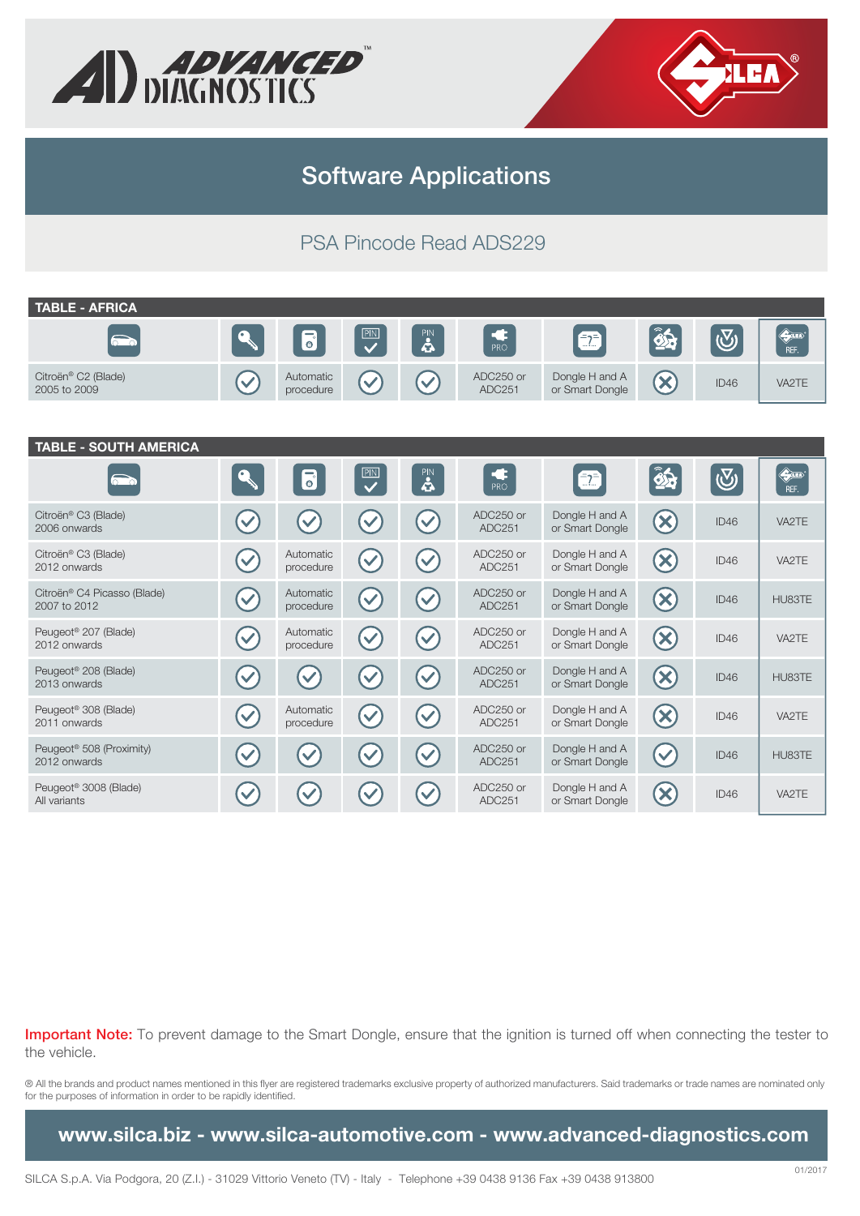# Software Applications

## PSA Pincode Read ADS229

**TABLE - AFRICA**

| | | | | | | | | | |
|---|---|---|---|---|---|---|---|---|---|
| Citroën® C2 (Blade) 2005 to 2009 | ✓ | Automatic procedure | ✓ | ✓ | ADC250 or ADC251 | Dongle H and A or Smart Dongle | ✗ | ID46 | VA2TE |

**TABLE - SOUTH AMERICA**

| | | | | | | | | | |
|---|---|---|---|---|---|---|---|---|---|
| Citroën® C3 (Blade) 2006 onwards | ✓ | ✓ | ✓ | ✓ | ADC250 or ADC251 | Dongle H and A or Smart Dongle | ✗ | ID46 | VA2TE |
| Citroën® C3 (Blade) 2012 onwards | ✓ | Automatic procedure | ✓ | ✓ | ADC250 or ADC251 | Dongle H and A or Smart Dongle | ✗ | ID46 | VA2TE |
| Citroën® C4 Picasso (Blade) 2007 to 2012 | ✓ | Automatic procedure | ✓ | ✓ | ADC250 or ADC251 | Dongle H and A or Smart Dongle | ✗ | ID46 | HU83TE |
| Peugeot® 207 (Blade) 2012 onwards | ✓ | Automatic procedure | ✓ | ✓ | ADC250 or ADC251 | Dongle H and A or Smart Dongle | ✗ | ID46 | VA2TE |
| Peugeot® 208 (Blade) 2013 onwards | ✓ | ✓ | ✓ | ✓ | ADC250 or ADC251 | Dongle H and A or Smart Dongle | ✗ | ID46 | HU83TE |
| Peugeot® 308 (Blade) 2011 onwards | ✓ | Automatic procedure | ✓ | ✓ | ADC250 or ADC251 | Dongle H and A or Smart Dongle | ✗ | ID46 | VA2TE |
| Peugeot® 508 (Proximity) 2012 onwards | ✓ | ✓ | ✓ | ✓ | ADC250 or ADC251 | Dongle H and A or Smart Dongle | ✓ | ID46 | HU83TE |
| Peugeot® 3008 (Blade) All variants | ✓ | ✓ | ✓ | ✓ | ADC250 or ADC251 | Dongle H and A or Smart Dongle | ✗ | ID46 | VA2TE |

**Important Note:** To prevent damage to the Smart Dongle, ensure that the ignition is turned off when connecting the tester to the vehicle.

® All the brands and product names mentioned in this flyer are registered trademarks exclusive property of authorized manufacturers. Said trademarks or trade names are nominated only for the purposes of information in order to be rapidly identified.

**www.silca.biz - www.silca-automotive.com - www.advanced-diagnostics.com**

SILCA S.p.A. Via Podgora, 20 (Z.I.) - 31029 Vittorio Veneto (TV) - Italy - Telephone +39 0438 9136 Fax +39 0438 913800

01/2017